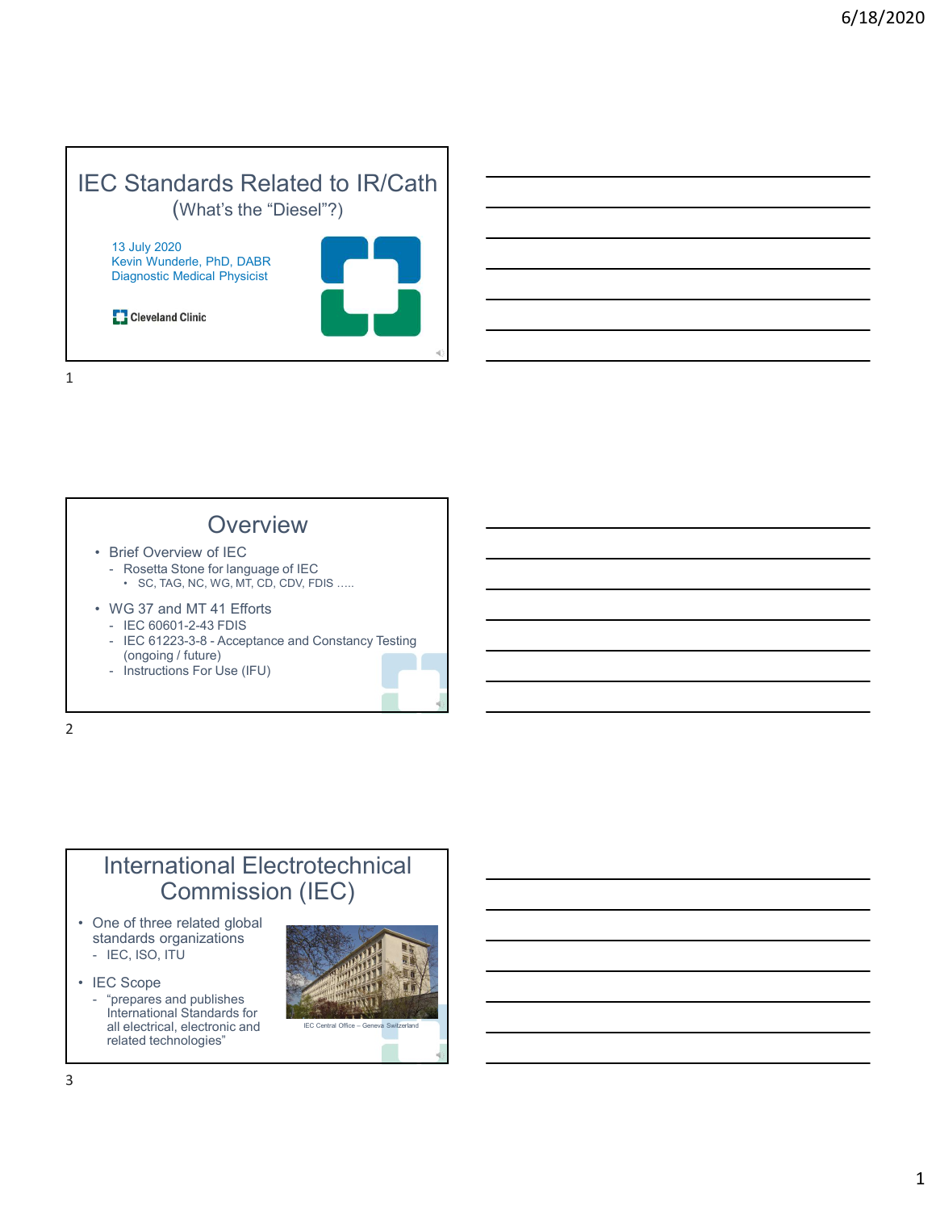# IEC Standards Related to IR/Cath

(What's the "Diesel"?)

13 July 2020
Kevin Wunderle, PhD, DABR
Diagnostic Medical Physicist

Cleveland Clinic

## Overview

- Brief Overview of IEC
  - Rosetta Stone for language of IEC
    - SC, TAG, NC, WG, MT, CD, CDV, FDIS .....
- WG 37 and MT 41 Efforts
  - IEC 60601-2-43 FDIS
  - IEC 61223-3-8 - Acceptance and Constancy Testing (ongoing / future)
  - Instructions For Use (IFU)

## International Electrotechnical Commission (IEC)

- One of three related global standards organizations
  - IEC, ISO, ITU
- IEC Scope
  - "prepares and publishes International Standards for all electrical, electronic and related technologies"

IEC Central Office – Geneva Switzerland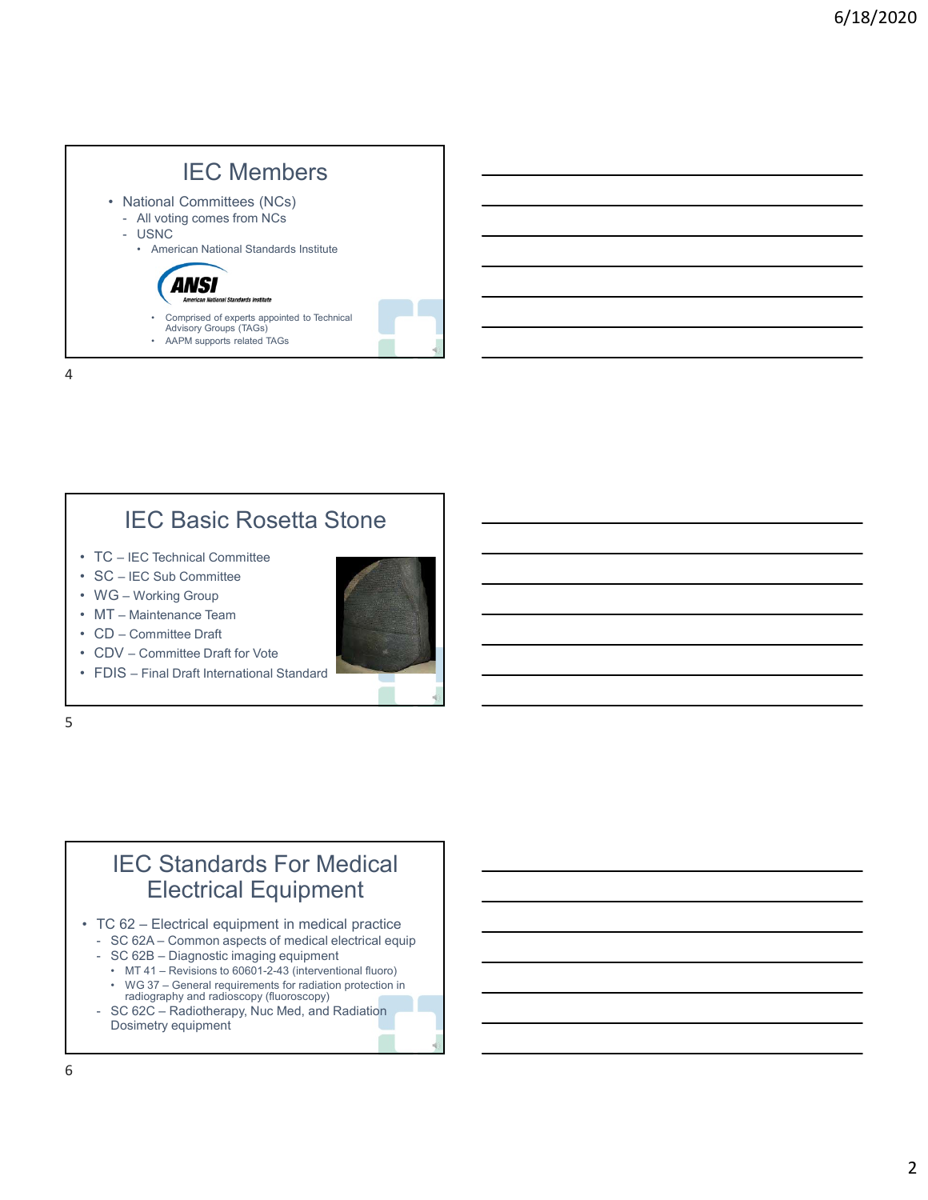## IEC Members

- National Committees (NCs)
  - All voting comes from NCs
  - USNC
    - American National Standards Institute
    - Comprised of experts appointed to Technical Advisory Groups (TAGs)
    - AAPM supports related TAGs

## IEC Basic Rosetta Stone

- TC – IEC Technical Committee
- SC – IEC Sub Committee
- WG – Working Group
- MT – Maintenance Team
- CD – Committee Draft
- CDV – Committee Draft for Vote
- FDIS – Final Draft International Standard

## IEC Standards For Medical Electrical Equipment

- TC 62 – Electrical equipment in medical practice
  - SC 62A – Common aspects of medical electrical equip
  - SC 62B – Diagnostic imaging equipment
    - MT 41 – Revisions to 60601-2-43 (interventional fluoro)
    - WG 37 – General requirements for radiation protection in radiography and radioscopy (fluoroscopy)
  - SC 62C – Radiotherapy, Nuc Med, and Radiation Dosimetry equipment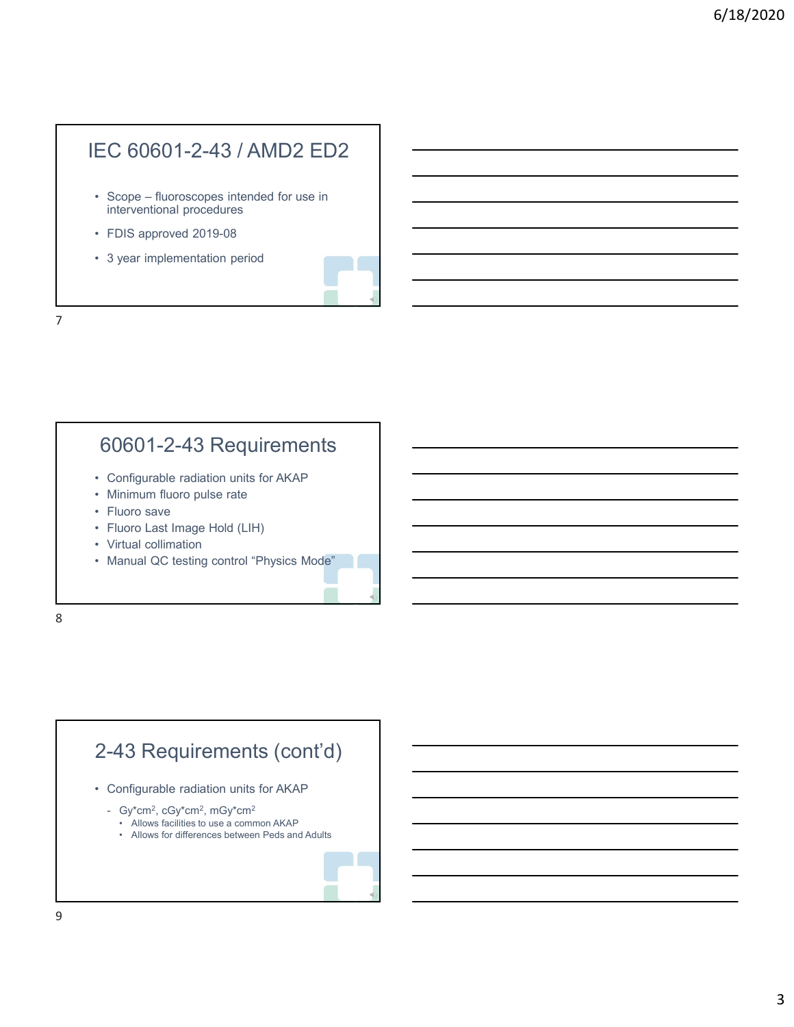## IEC 60601-2-43 / AMD2 ED2

- Scope – fluoroscopes intended for use in interventional procedures
- FDIS approved 2019-08
- 3 year implementation period

## 60601-2-43 Requirements

- Configurable radiation units for AKAP
- Minimum fluoro pulse rate
- Fluoro save
- Fluoro Last Image Hold (LIH)
- Virtual collimation
- Manual QC testing control "Physics Mode"

## 2-43 Requirements (cont'd)

- Configurable radiation units for AKAP
  - Gy*cm$^2$, cGy*cm$^2$, mGy*cm$^2$
    - Allows facilities to use a common AKAP
    - Allows for differences between Peds and Adults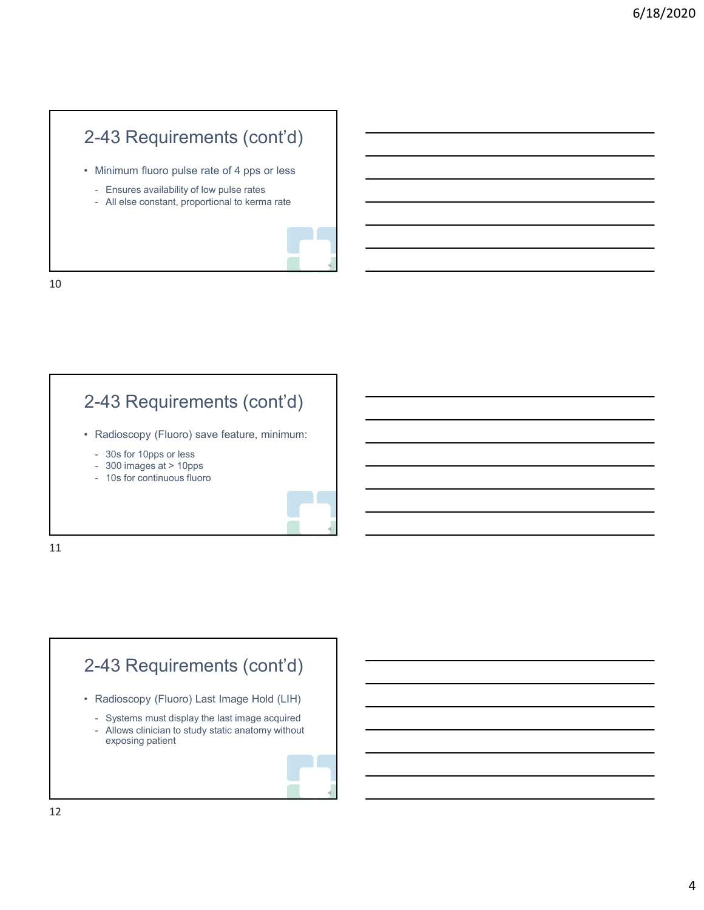## 2-43 Requirements (cont'd)

- Minimum fluoro pulse rate of 4 pps or less
  - Ensures availability of low pulse rates
  - All else constant, proportional to kerma rate

## 2-43 Requirements (cont'd)

- Radioscopy (Fluoro) save feature, minimum:
  - 30s for 10pps or less
  - 300 images at > 10pps
  - 10s for continuous fluoro

## 2-43 Requirements (cont'd)

- Radioscopy (Fluoro) Last Image Hold (LIH)
  - Systems must display the last image acquired
  - Allows clinician to study static anatomy without exposing patient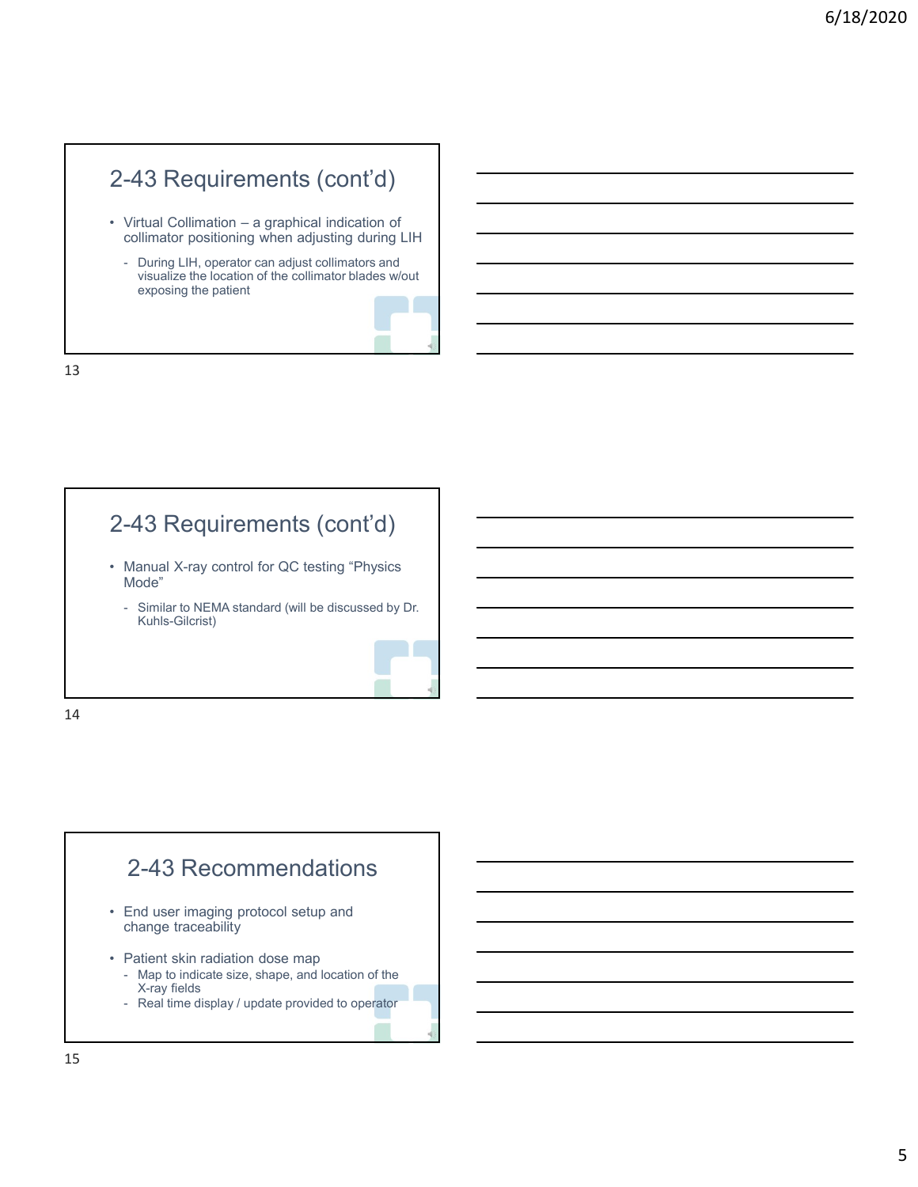## 2-43 Requirements (cont'd)

- Virtual Collimation – a graphical indication of collimator positioning when adjusting during LIH
  - During LIH, operator can adjust collimators and visualize the location of the collimator blades w/out exposing the patient

## 2-43 Requirements (cont'd)

- Manual X-ray control for QC testing "Physics Mode"
  - Similar to NEMA standard (will be discussed by Dr. Kuhls-Gilcrist)

## 2-43 Recommendations

- End user imaging protocol setup and change traceability
- Patient skin radiation dose map
  - Map to indicate size, shape, and location of the X-ray fields
  - Real time display / update provided to operator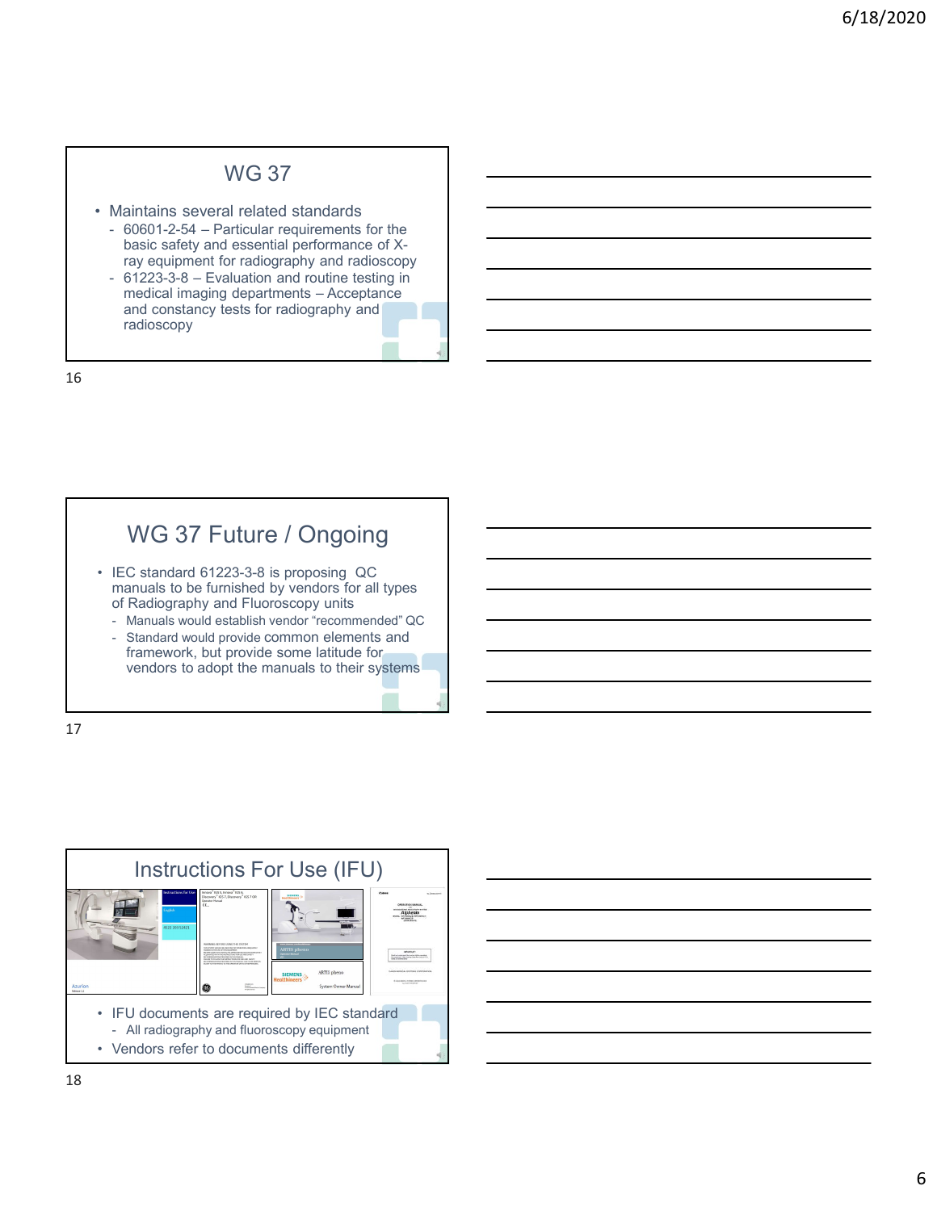## WG 37

- Maintains several related standards
  - 60601-2-54 – Particular requirements for the basic safety and essential performance of X-ray equipment for radiography and radioscopy
  - 61223-3-8 – Evaluation and routine testing in medical imaging departments – Acceptance and constancy tests for radiography and radioscopy

## WG 37 Future / Ongoing

- IEC standard 61223-3-8 is proposing QC manuals to be furnished by vendors for all types of Radiography and Fluoroscopy units
  - Manuals would establish vendor "recommended" QC
  - Standard would provide common elements and framework, but provide some latitude for vendors to adopt the manuals to their systems

## Instructions For Use (IFU)

- IFU documents are required by IEC standard
  - All radiography and fluoroscopy equipment
- Vendors refer to documents differently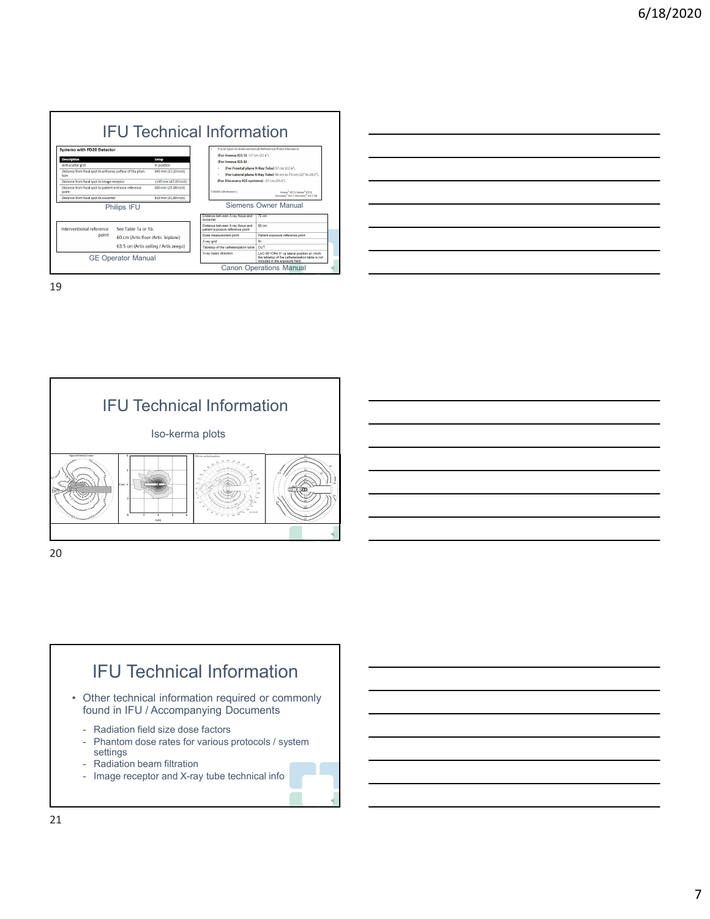# IFU Technical Information

**Systems with FD20 Detector**

| Description | Setup |
|---|---|
| Anti-scatter grid | In position |
| Distance from focal spot to entrance surface of the phantom | 945 mm (37.20 inch) |
| Distance from focal spot to image receptor | 1195 mm (47.05 inch) |
| Distance from focal spot to patient entrance reference point | 660 mm (25.98 inch) |
| Distance from focal spot to isocenter | 810 mm (31.89 inch) |

Philips IFU

- Focal Spot to Interventional Reference Point Distance:
  - **(For Innova IGS 5)**: 57 cm (22.4").
  - **(For Innova IGS 6)**:
    - **(For Frontal plane X-Ray Tube)** 57 cm (22.4").
    - **(For Lateral plane X-Ray Tube)** 56 cm to 73 cm (22" to 28.7").
  - **(For Discovery IGS systems)**: 67 cm (26.4").

Siemens Owner Manual

| | |
|---|---|
| Interventional reference point | See Table 1a or 1b. |
| | 60 cm (Artis floor /Artis biplane) |
| | 63.5 cm (Artis ceiling / Artis zeego) |

GE Operator Manual

| | |
|---|---|
| Distance between X-ray focus and isocenter | 70 cm |
| Distance between X-ray focus and patient exposure reference point | 55 cm |
| Dose measurement point | Patient exposure reference point |
| X-ray grid | IN |
| Tabletop of the catheterization table | OUT |
| X-ray beam direction | LAO 90°/CRA 0° (a lateral position at which the tabletop of the catheterization table is not included in the exposure field) |

Canon Operations Manual

# IFU Technical Information

Iso-kerma plots

# IFU Technical Information

- Other technical information required or commonly found in IFU / Accompanying Documents
  - Radiation field size dose factors
  - Phantom dose rates for various protocols / system settings
  - Radiation beam filtration
  - Image receptor and X-ray tube technical info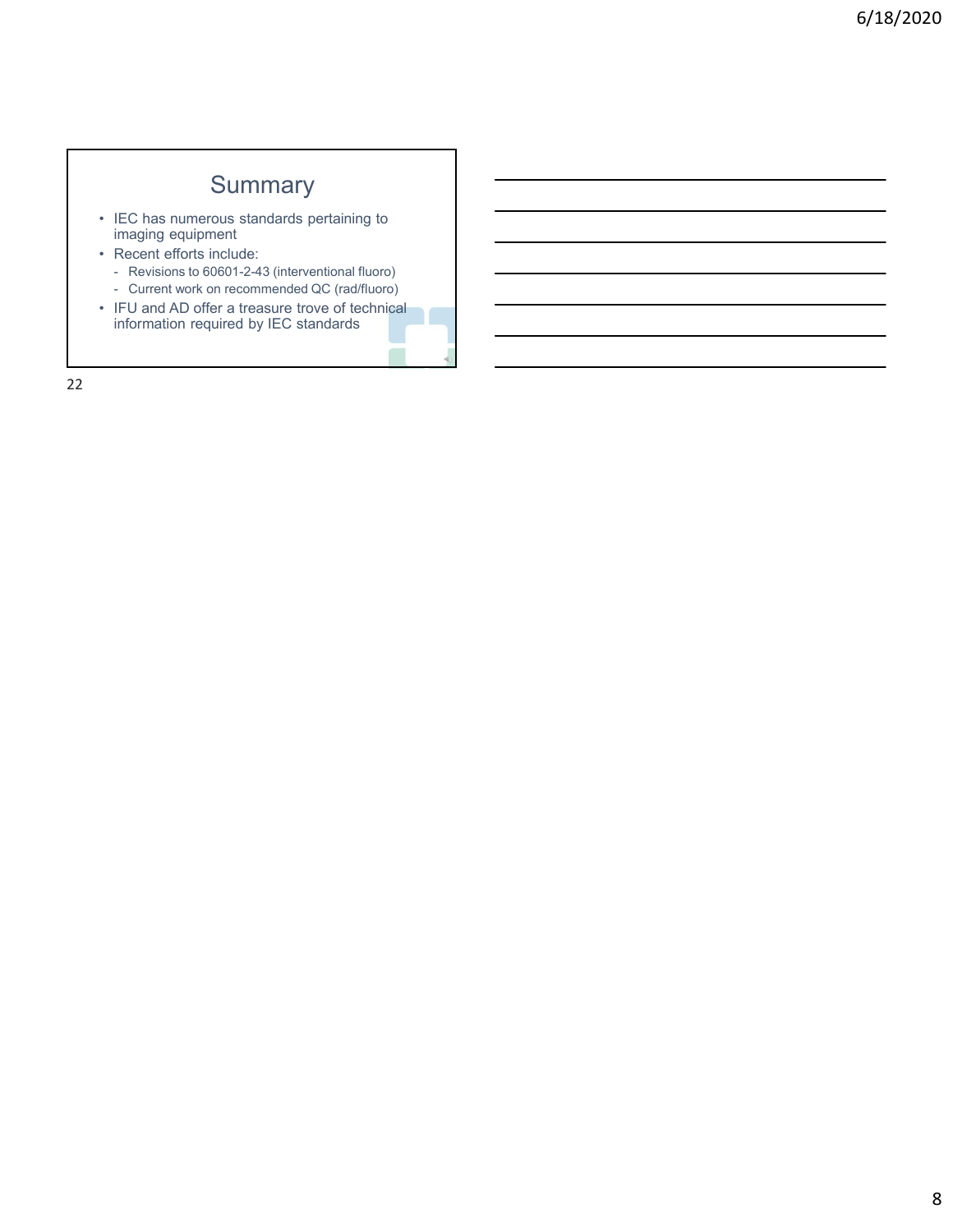## Summary

- IEC has numerous standards pertaining to imaging equipment
- Recent efforts include:
  - Revisions to 60601-2-43 (interventional fluoro)
  - Current work on recommended QC (rad/fluoro)
- IFU and AD offer a treasure trove of technical information required by IEC standards